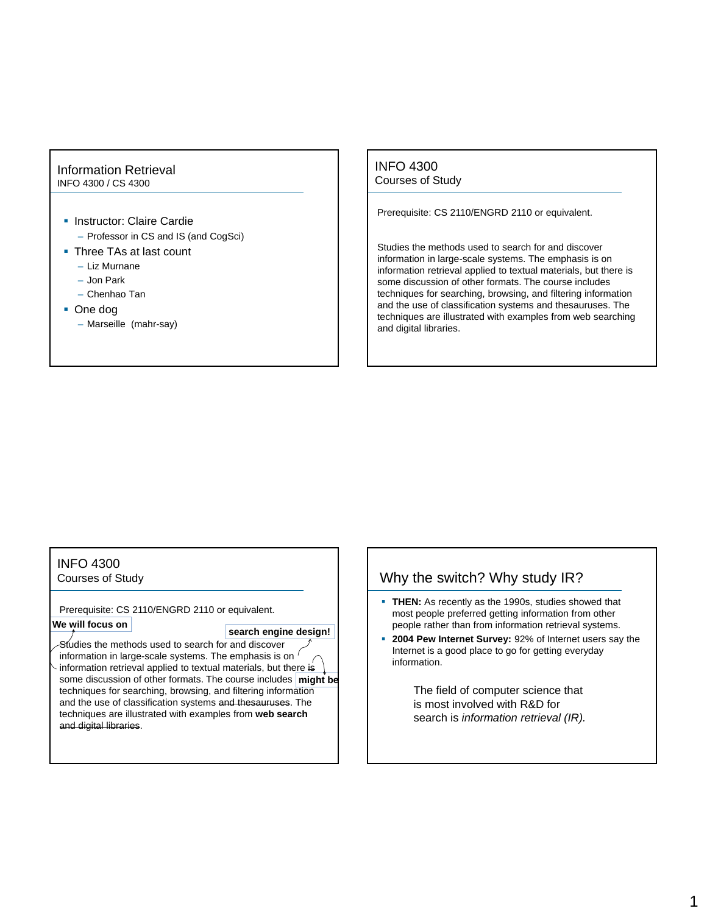## Information Retrieval
INFO 4300 / CS 4300

- Instructor: Claire Cardie
  - Professor in CS and IS (and CogSci)
- Three TAs at last count
  - Liz Murnane
  - Jon Park
  - Chenhao Tan
- One dog
  - Marseille (mahr-say)

## INFO 4300
Courses of Study

Prerequisite: CS 2110/ENGRD 2110 or equivalent.

Studies the methods used to search for and discover information in large-scale systems. The emphasis is on information retrieval applied to textual materials, but there is some discussion of other formats. The course includes techniques for searching, browsing, and filtering information and the use of classification systems and thesauruses. The techniques are illustrated with examples from web searching and digital libraries.

## INFO 4300
Courses of Study

Prerequisite: CS 2110/ENGRD 2110 or equivalent.

**We will focus on** **search engine design!**

~~Studies~~ the methods used to search for and discover information in large-scale systems. The emphasis is on information retrieval applied to textual materials, but there ~~is~~ **might be** some discussion of other formats. The course includes techniques for searching, browsing, and filtering information and the use of classification systems ~~and thesauruses~~. The techniques are illustrated with examples from **web search** ~~and digital libraries~~.

## Why the switch? Why study IR?

- **THEN:** As recently as the 1990s, studies showed that most people preferred getting information from other people rather than from information retrieval systems.
- **2004 Pew Internet Survey:** 92% of Internet users say the Internet is a good place to go for getting everyday information.

The field of computer science that is most involved with R&D for search is *information retrieval (IR).*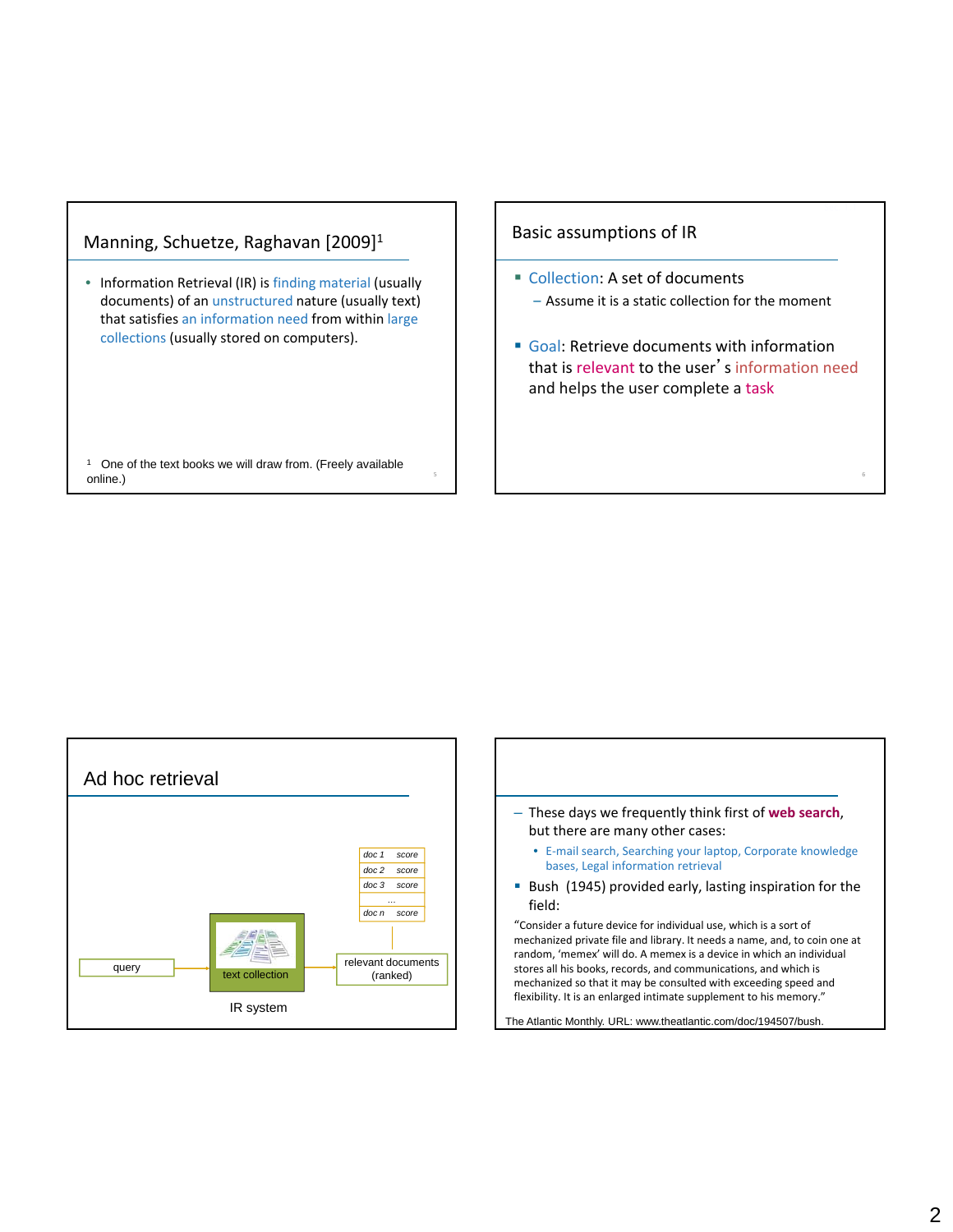## Manning, Schuetze, Raghavan [2009][1]

- Information Retrieval (IR) is finding material (usually documents) of an unstructured nature (usually text) that satisfies an information need from within large collections (usually stored on computers).

[1] One of the text books we will draw from. (Freely available online.)

## Basic assumptions of IR

- Collection: A set of documents
  - Assume it is a static collection for the moment
- Goal: Retrieve documents with information that is relevant to the user's information need and helps the user complete a task

## Ad hoc retrieval

query → text collection → relevant documents (ranked)

IR system

| | |
|---|---|
| doc 1 | score |
| doc 2 | score |
| doc 3 | score |
| … | |
| doc n | score |

- These days we frequently think first of **web search**, but there are many other cases:
  - E-mail search, Searching your laptop, Corporate knowledge bases, Legal information retrieval
- Bush (1945) provided early, lasting inspiration for the field:

"Consider a future device for individual use, which is a sort of mechanized private file and library. It needs a name, and, to coin one at random, 'memex' will do. A memex is a device in which an individual stores all his books, records, and communications, and which is mechanized so that it may be consulted with exceeding speed and flexibility. It is an enlarged intimate supplement to his memory."

The Atlantic Monthly. URL: www.theatlantic.com/doc/194507/bush.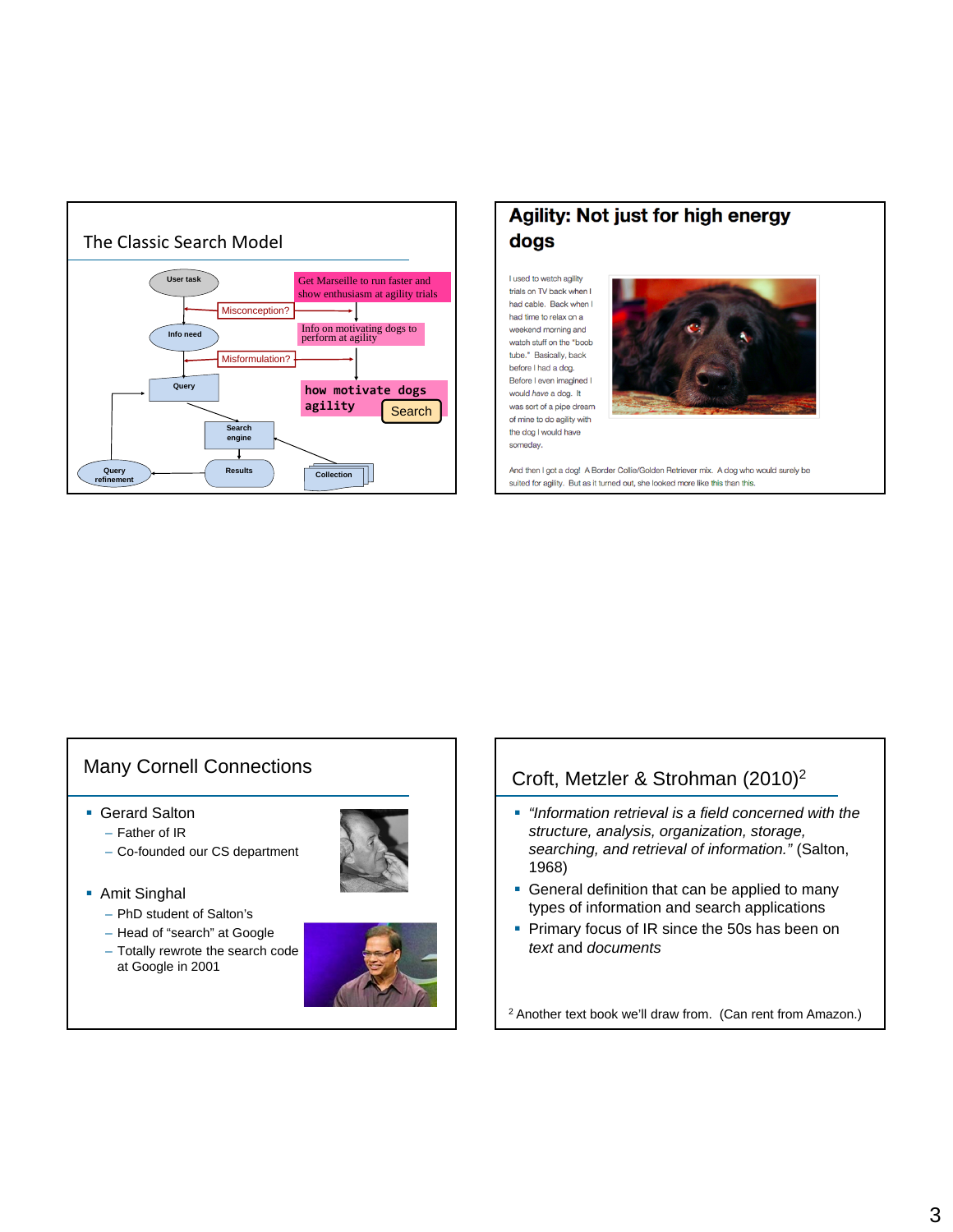## The Classic Search Model

User task → Get Marseille to run faster and show enthusiasm at agility trials

Misconception?

Info need → Info on motivating dogs to perform at agility

Misformulation?

Query → how motivate dogs agility [Search]

Search engine

Results

Query refinement

Collection

## Agility: Not just for high energy dogs

I used to watch agility trials on TV back when I had cable. Back when I had time to relax on a weekend morning and watch stuff on the "boob tube." Basically, back before I had a dog. Before I even imagined I would *have* a dog. It was sort of a pipe dream of mine to do agility with the dog I would have someday.

And then I got a dog! A Border Collie/Golden Retriever mix. A dog who would surely be suited for agility. But as it turned out, she looked more like this than this.

## Many Cornell Connections

- Gerard Salton
  - Father of IR
  - Co-founded our CS department
- Amit Singhal
  - PhD student of Salton's
  - Head of "search" at Google
  - Totally rewrote the search code at Google in 2001

## Croft, Metzler & Strohman (2010)[2]

- *"Information retrieval is a field concerned with the structure, analysis, organization, storage, searching, and retrieval of information."* (Salton, 1968)
- General definition that can be applied to many types of information and search applications
- Primary focus of IR since the 50s has been on *text* and *documents*

[2] Another text book we'll draw from. (Can rent from Amazon.)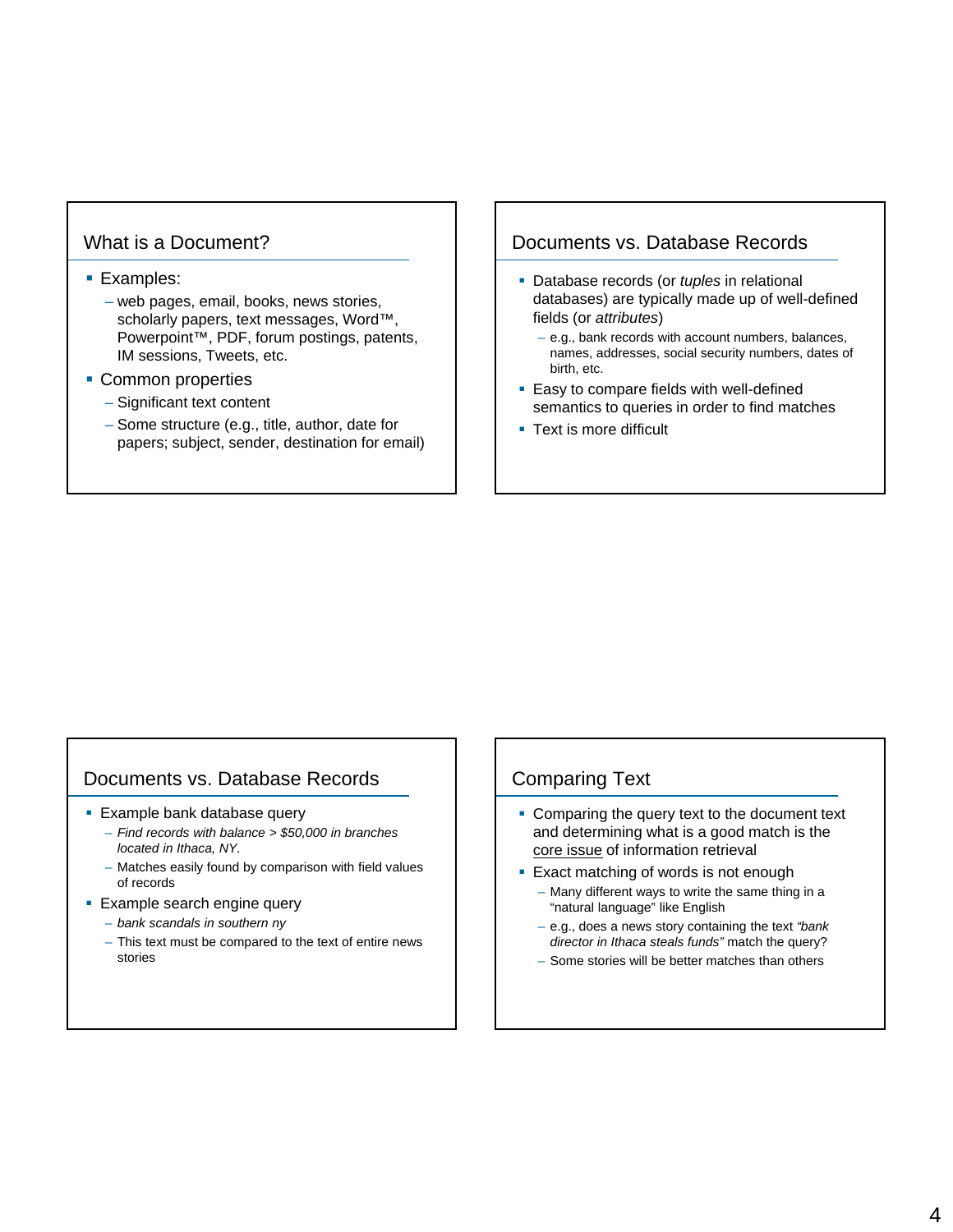## What is a Document?

- Examples:
  - web pages, email, books, news stories, scholarly papers, text messages, Word™, Powerpoint™, PDF, forum postings, patents, IM sessions, Tweets, etc.
- Common properties
  - Significant text content
  - Some structure (e.g., title, author, date for papers; subject, sender, destination for email)

## Documents vs. Database Records

- Database records (or *tuples* in relational databases) are typically made up of well-defined fields (or *attributes*)
  - e.g., bank records with account numbers, balances, names, addresses, social security numbers, dates of birth, etc.
- Easy to compare fields with well-defined semantics to queries in order to find matches
- Text is more difficult

## Documents vs. Database Records

- Example bank database query
  - *Find records with balance > $50,000 in branches located in Ithaca, NY.*
  - Matches easily found by comparison with field values of records
- Example search engine query
  - *bank scandals in southern ny*
  - This text must be compared to the text of entire news stories

## Comparing Text

- Comparing the query text to the document text and determining what is a good match is the <u>core issue</u> of information retrieval
- Exact matching of words is not enough
  - Many different ways to write the same thing in a "natural language" like English
  - e.g., does a news story containing the text *"bank director in Ithaca steals funds"* match the query?
  - Some stories will be better matches than others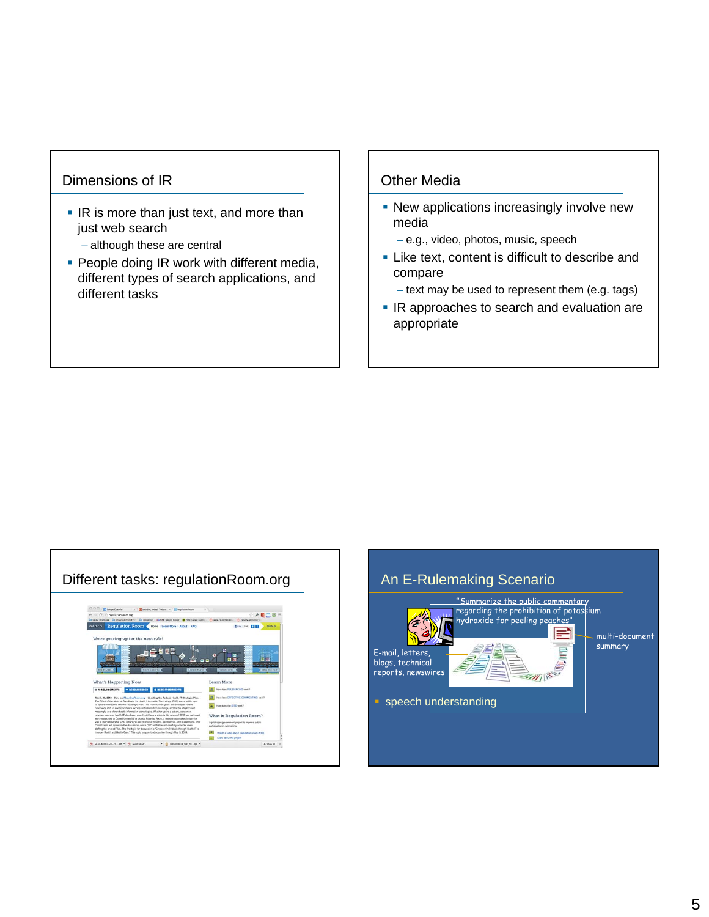## Dimensions of IR

- IR is more than just text, and more than just web search
  - although these are central
- People doing IR work with different media, different types of search applications, and different tasks

## Other Media

- New applications increasingly involve new media
  - e.g., video, photos, music, speech
- Like text, content is difficult to describe and compare
  - text may be used to represent them (e.g. tags)
- IR approaches to search and evaluation are appropriate

## Different tasks: regulationRoom.org

## An E-Rulemaking Scenario

"Summarize the public commentary regarding the prohibition of potassium hydroxide for peeling peaches"

E-mail, letters, blogs, technical reports, newswires

multi-document summary

- speech understanding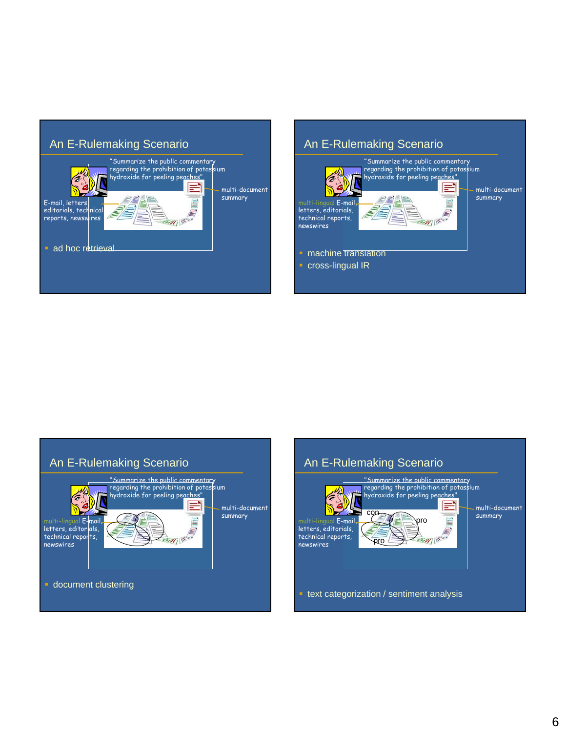## An E-Rulemaking Scenario

"Summarize the public commentary regarding the prohibition of potassium hydroxide for peeling peaches"

E-mail, letters, editorials, technical reports, newswires

multi-document summary

- ad hoc retrieval

## An E-Rulemaking Scenario

"Summarize the public commentary regarding the prohibition of potassium hydroxide for peeling peaches"

multi-lingual E-mail, letters, editorials, technical reports, newswires

multi-document summary

- machine translation
- cross-lingual IR

## An E-Rulemaking Scenario

"Summarize the public commentary regarding the prohibition of potassium hydroxide for peeling peaches"

multi-lingual E-mail, letters, editorials, technical reports, newswires

multi-document summary

- document clustering

## An E-Rulemaking Scenario

"Summarize the public commentary regarding the prohibition of potassium hydroxide for peeling peaches"

multi-lingual E-mail, letters, editorials, technical reports, newswires

con

pro

pro

multi-document summary

- text categorization / sentiment analysis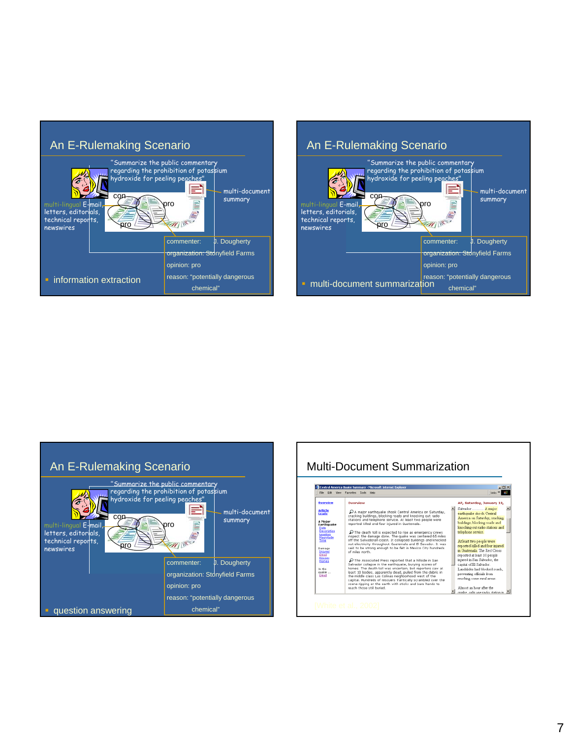## An E-Rulemaking Scenario

"Summarize the public commentary regarding the prohibition of potassium hydroxide for peeling peaches"

multi-document summary

con

pro

pro

multi-lingual E-mail, letters, editorials, technical reports, newswires

commenter: J. Dougherty
organization: Stonyfield Farms
opinion: pro
reason: "potentially dangerous chemical"

- information extraction

## An E-Rulemaking Scenario

"Summarize the public commentary regarding the prohibition of potassium hydroxide for peeling peaches"

multi-document summary

con

pro

pro

multi-lingual E-mail, letters, editorials, technical reports, newswires

commenter: J. Dougherty
organization: Stonyfield Farms
opinion: pro
reason: "potentially dangerous chemical"

- multi-document summarization

## An E-Rulemaking Scenario

"Summarize the public commentary regarding the prohibition of potassium hydroxide for peeling peaches"

multi-document summary

con

pro

pro

multi-lingual E-mail, letters, editorials, technical reports, newswires

commenter: J. Dougherty
organization: Stonyfield Farms
opinion: pro
reason: "potentially dangerous chemical"

- question answering

## Multi-Document Summarization

[White et al., 2002]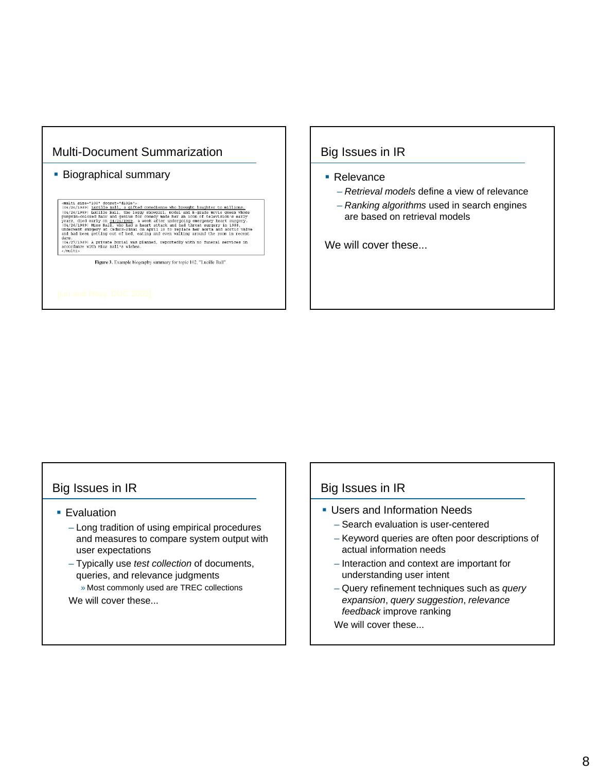## Multi-Document Summarization

- Biographical summary

```
<multi size="100" docset="d102e">
[04/26/1989] Lucille Ball, a gifted comedienne who brought laughter to millions.
[04/26/1989] Lucille Ball, the leggy showgirl, model and B-grade movie queen whose
pumpkin-colored hair and genius for comedy made her an icon of television's early
years, died early on 04/26/1989, a week after undergoing emergency heart surgery.
[04/26/1989] Miss Ball, who had a heart attack and had throat surgery in 1988,
underwent surgery at Cedars-Sinai on April 18 to replace her aorta and aortic valve
and had been getting out of bed, eating and even walking around the room in recent
days.
[04/27/1989] A private burial was planned, reportedly with no funeral services in
accordance with Miss Ball's wishes.
</multi>
```

Figure 3. Example biography summary for topic 102, "Lucille Ball".

[Lin and Hovy, DUC 2002]

## Big Issues in IR

- Relevance
  - *Retrieval models* define a view of relevance
  - *Ranking algorithms* used in search engines are based on retrieval models

We will cover these...

## Big Issues in IR

- Evaluation
  - Long tradition of using empirical procedures and measures to compare system output with user expectations
  - Typically use *test collection* of documents, queries, and relevance judgments
    - » Most commonly used are TREC collections

We will cover these...

## Big Issues in IR

- Users and Information Needs
  - Search evaluation is user-centered
  - Keyword queries are often poor descriptions of actual information needs
  - Interaction and context are important for understanding user intent
  - Query refinement techniques such as *query expansion*, *query suggestion*, *relevance feedback* improve ranking

We will cover these...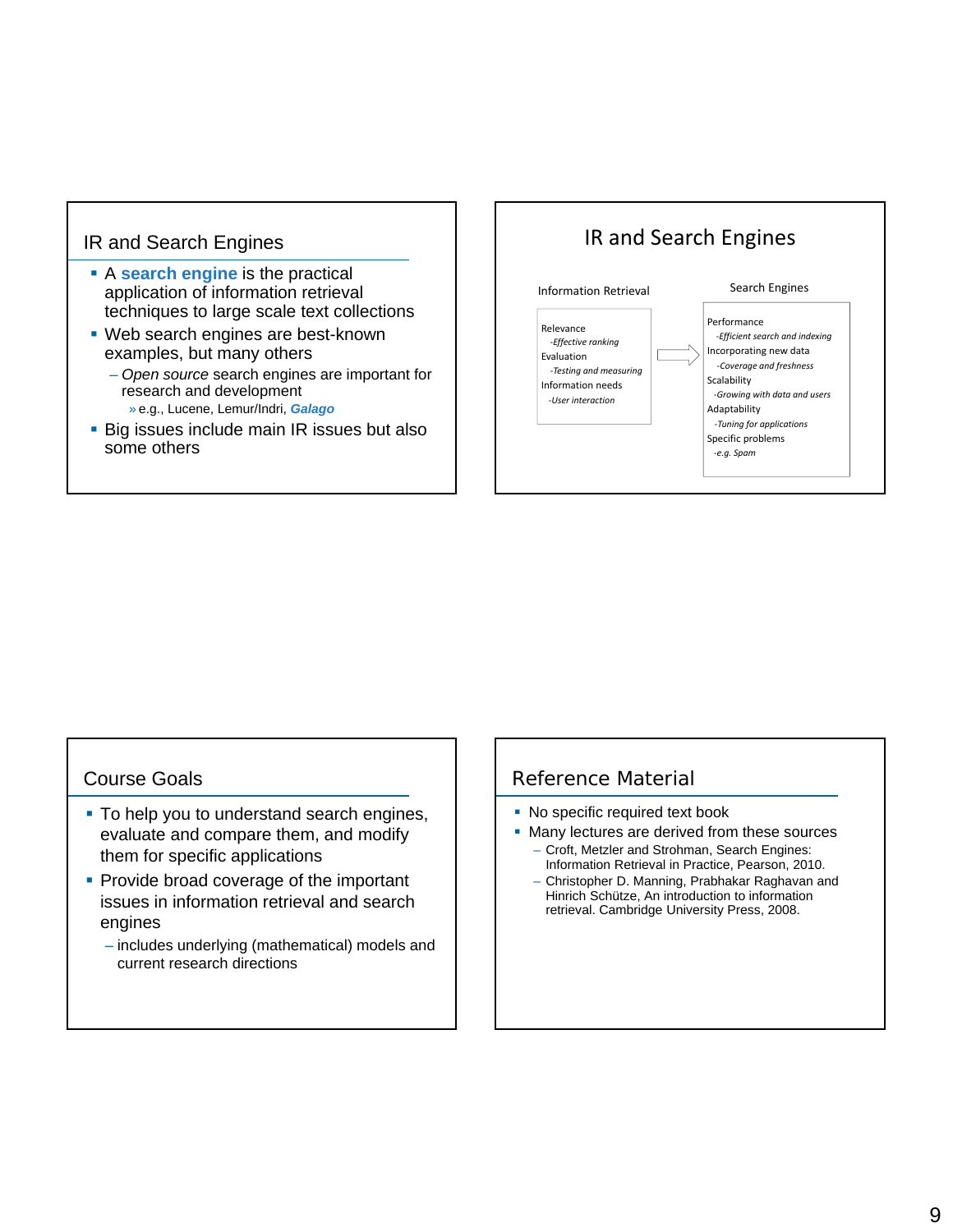## IR and Search Engines

- A **search engine** is the practical application of information retrieval techniques to large scale text collections
- Web search engines are best-known examples, but many others
  - *Open source* search engines are important for research and development
    - e.g., Lucene, Lemur/Indri, ***Galago***
- Big issues include main IR issues but also some others

## IR and Search Engines

| Information Retrieval | | Search Engines |
|---|---|---|
| Relevance<br>-*Effective ranking*<br>Evaluation<br>-*Testing and measuring*<br>Information needs<br>-*User interaction* | ⇨ | Performance<br>-*Efficient search and indexing*<br>Incorporating new data<br>-*Coverage and freshness*<br>Scalability<br>-*Growing with data and users*<br>Adaptability<br>-*Tuning for applications*<br>Specific problems<br>-*e.g. Spam* |

## Course Goals

- To help you to understand search engines, evaluate and compare them, and modify them for specific applications
- Provide broad coverage of the important issues in information retrieval and search engines
  - includes underlying (mathematical) models and current research directions

## Reference Material

- No specific required text book
- Many lectures are derived from these sources
  - Croft, Metzler and Strohman, Search Engines: Information Retrieval in Practice, Pearson, 2010.
  - Christopher D. Manning, Prabhakar Raghavan and Hinrich Schütze, An introduction to information retrieval. Cambridge University Press, 2008.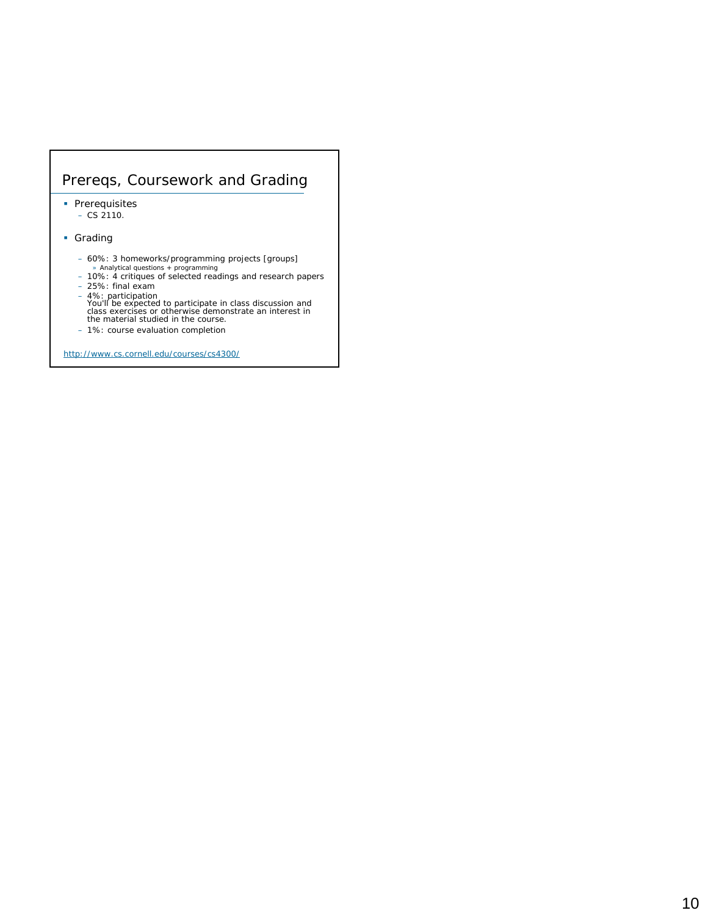## Prereqs, Coursework and Grading

- Prerequisites
  - CS 2110.

- Grading
  - 60%: 3 homeworks/programming projects [groups]
    - » Analytical questions + programming
  - 10%: 4 critiques of selected readings and research papers
  - 25%: final exam
  - 4%: participation
    You'll be expected to participate in class discussion and class exercises or otherwise demonstrate an interest in the material studied in the course.
  - 1%: course evaluation completion

http://www.cs.cornell.edu/courses/cs4300/